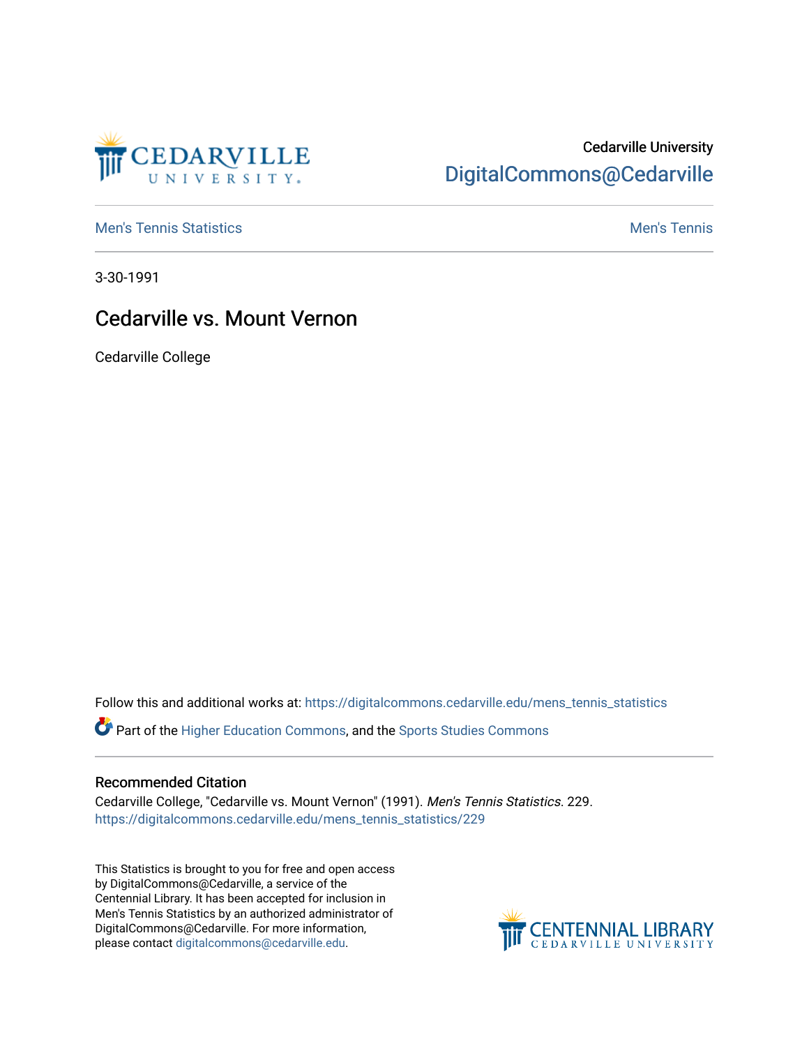Cedarville University

DigitalCommons@Cedarville

Men's Tennis Statistics

Men's Tennis

3-30-1991

# Cedarville vs. Mount Vernon

Cedarville College

Follow this and additional works at: https://digitalcommons.cedarville.edu/mens_tennis_statistics

Part of the Higher Education Commons, and the Sports Studies Commons

## Recommended Citation

Cedarville College, "Cedarville vs. Mount Vernon" (1991). *Men's Tennis Statistics*. 229.
https://digitalcommons.cedarville.edu/mens_tennis_statistics/229

This Statistics is brought to you for free and open access by DigitalCommons@Cedarville, a service of the Centennial Library. It has been accepted for inclusion in Men's Tennis Statistics by an authorized administrator of DigitalCommons@Cedarville. For more information, please contact digitalcommons@cedarville.edu.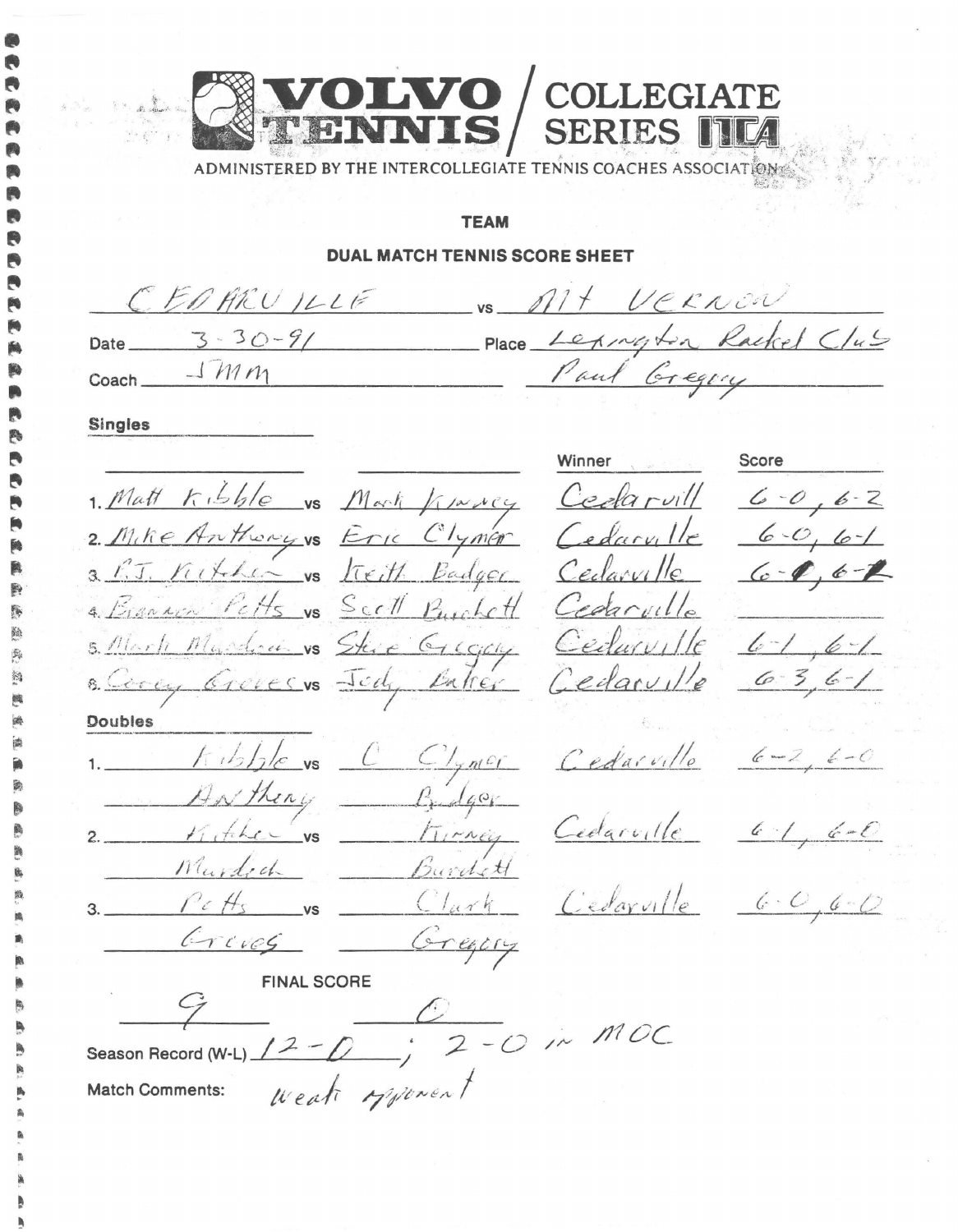# VOLVO TENNIS / COLLEGIATE SERIES ITCA

ADMINISTERED BY THE INTERCOLLEGIATE TENNIS COACHES ASSOCIATION

## TEAM

### DUAL MATCH TENNIS SCORE SHEET

CEDARVILLE vs Mt VERNON

Date 3-30-91 Place Lexington Racket Club

Coach JMM Paul Gregory

**Singles**

| | | | Winner | Score |
|---|---|---|---|---|
| 1. Matt Kibble | vs | Mark Kinney | Cedarvill | 6-0, 6-2 |
| 2. Mike Anthony | vs | Eric Clymer | Cedarville | 6-0, 6-1 |
| 3. C.J. Kitchen | vs | Keith Badger | Cedarville | 6-0, 6-1 |
| 4. Brannon Petts | vs | Scott Burchett | Cedarville | |
| 5. Mark Murdock | vs | Steve Gregory | Cedarville | 6-1, 6-1 |
| 6. Corey Greves | vs | Jody Baker | Cedarville | 6-3, 6-1 |

**Doubles**

| | | | Winner | Score |
|---|---|---|---|---|
| 1. Kibble / Anthony | vs | C Clymer / Badger | Cedarville | 6-2, 6-0 |
| 2. Kitchen / Murdoch | vs | Kinney / Burchett | Cedarville | 6-1, 6-0 |
| 3. Petts / Greves | vs | Clark / Gregory | Cedarville | 6-0, 6-0 |

FINAL SCORE

9 0

Season Record (W-L) 12-0 ; 2-0 in MOC

Match Comments: weak opponent